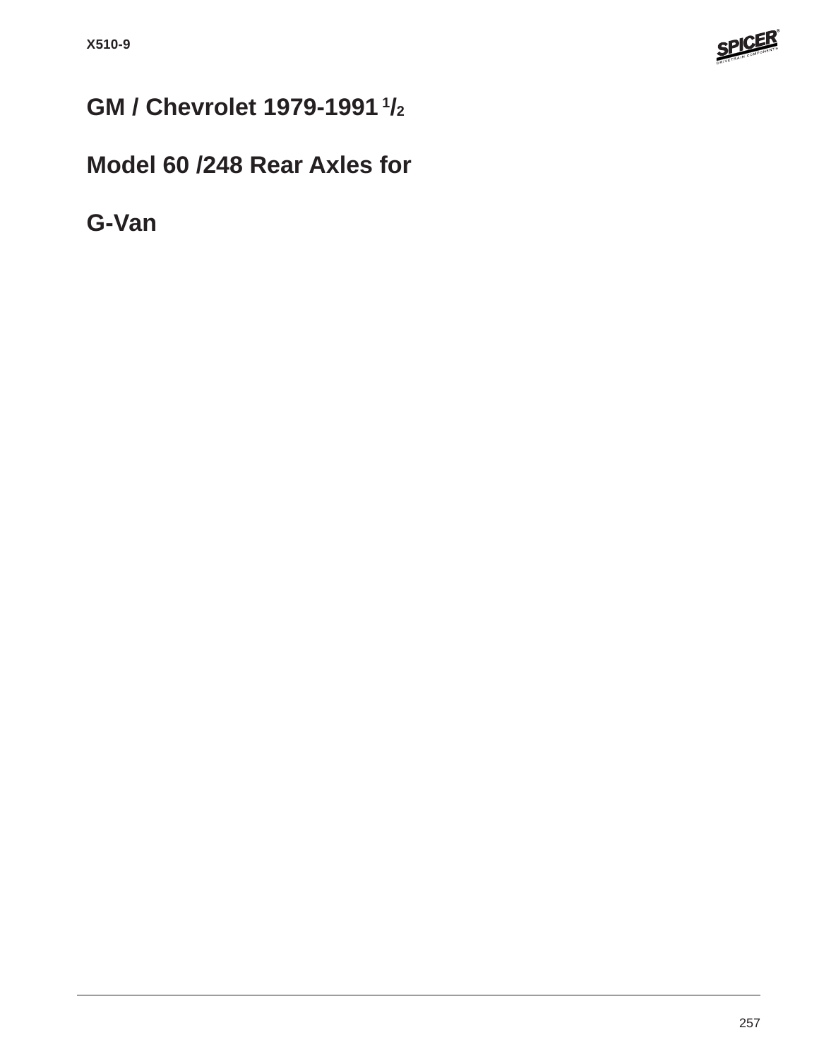# GM / Chevrolet 1979-1991 $^{1}/_{2}$

# Model 60 /248 Rear Axles for

# G-Van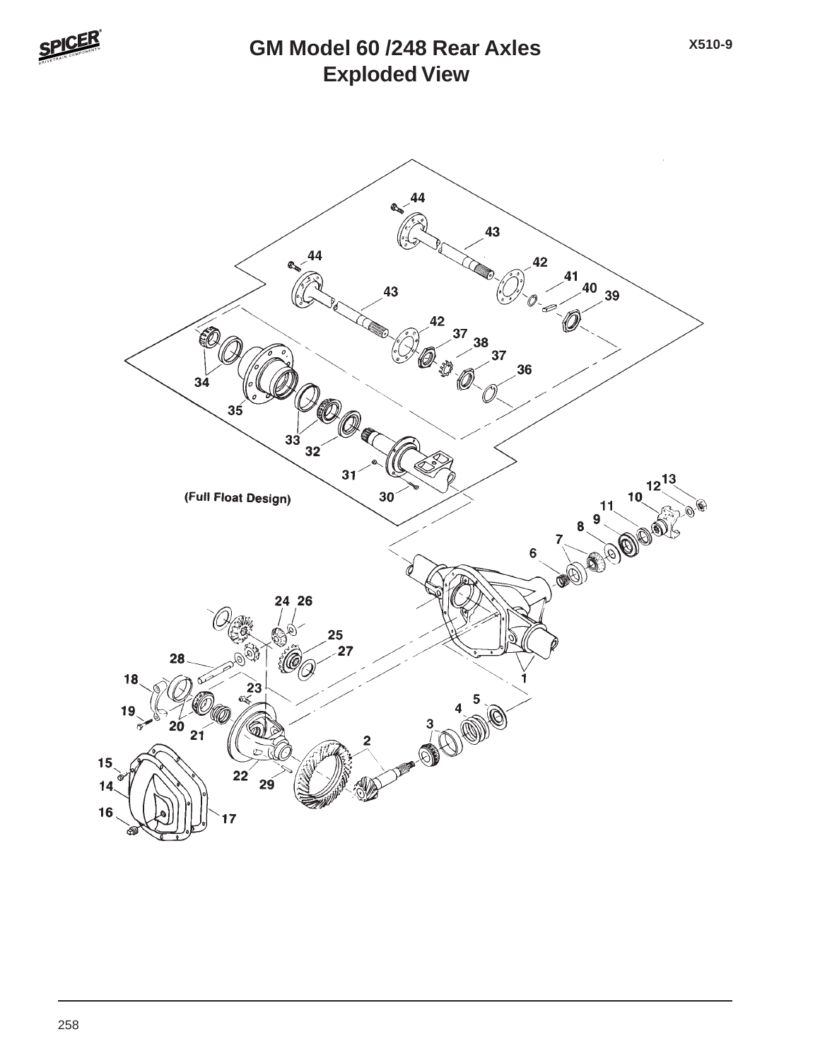# GM Model 60 /248 Rear Axles
## Exploded View

X510-9

(Full Float Design)

1 2 3 4 5 6 7 8 9 10 11 12 13 14 15 16 17 18 19 20 21 22 23 24 25 26 27 28 29 30 31 32 33 34 35 36 37 38 39 40 41 42 43 44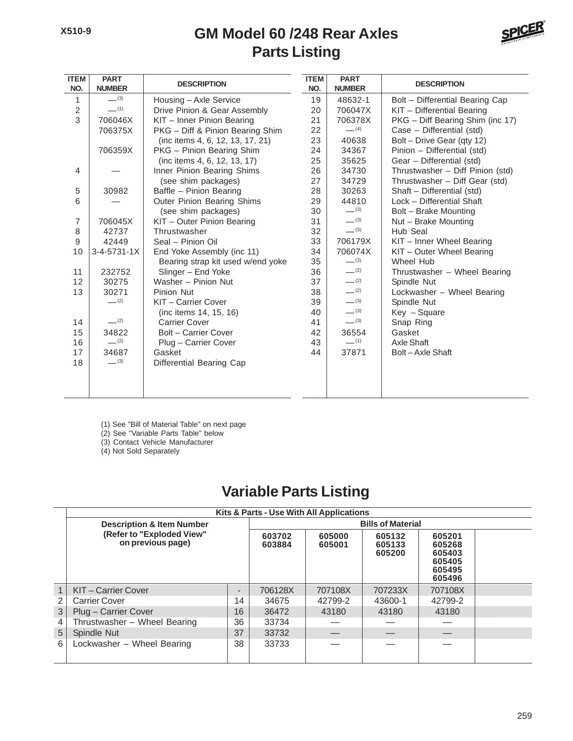# GM Model 60 /248 Rear Axles
## Parts Listing

| ITEM NO. | PART NUMBER | DESCRIPTION |
|---|---|---|
| 1 | — (3) | Housing – Axle Service |
| 2 | — (1) | Drive Pinion & Gear Assembly |
| 3 | 706046X | KIT – Inner Pinion Bearing |
| | 706375X | PKG – Diff & Pinion Bearing Shim (inc items 4, 6, 12, 13, 17, 21) |
| | 706359X | PKG – Pinion Bearing Shim (inc items 4, 6, 12, 13, 17) |
| 4 | — | Inner Pinion Bearing Shims (see shim packages) |
| 5 | 30982 | Baffle – Pinion Bearing |
| 6 | — | Outer Pinion Bearing Shims (see shim packages) |
| 7 | 706045X | KIT – Outer Pinion Bearing |
| 8 | 42737 | Thrustwasher |
| 9 | 42449 | Seal – Pinion Oil |
| 10 | 3-4-5731-1X | End Yoke Assembly (inc 11) Bearing strap kit used w/end yoke |
| 11 | 232752 | Slinger – End Yoke |
| 12 | 30275 | Washer – Pinion Nut |
| 13 | 30271 | Pinion Nut |
| | — (2) | KIT – Carrier Cover (inc items 14, 15, 16) |
| 14 | — (2) | Carrier Cover |
| 15 | 34822 | Bolt – Carrier Cover |
| 16 | — (2) | Plug – Carrier Cover |
| 17 | 34687 | Gasket |
| 18 | — (3) | Differential Bearing Cap |
| 19 | 48632-1 | Bolt – Differential Bearing Cap |
| 20 | 706047X | KIT – Differential Bearing |
| 21 | 706378X | PKG – Diff Bearing Shim (inc 17) |
| 22 | — (4) | Case – Differential (std) |
| 23 | 40638 | Bolt – Drive Gear (qty 12) |
| 24 | 34367 | Pinion – Differential (std) |
| 25 | 35625 | Gear – Differential (std) |
| 26 | 34730 | Thrustwasher – Diff Pinion (std) |
| 27 | 34729 | Thrustwasher – Diff Gear (std) |
| 28 | 30263 | Shaft – Differential (std) |
| 29 | 44810 | Lock – Differential Shaft |
| 30 | — (3) | Bolt – Brake Mounting |
| 31 | — (3) | Nut – Brake Mounting |
| 32 | — (3) | Hub Seal |
| 33 | 706179X | KIT – Inner Wheel Bearing |
| 34 | 706074X | KIT – Outer Wheel Bearing |
| 35 | — (3) | Wheel Hub |
| 36 | — (2) | Thrustwasher – Wheel Bearing |
| 37 | — (2) | Spindle Nut |
| 38 | — (2) | Lockwasher – Wheel Bearing |
| 39 | — (3) | Spindle Nut |
| 40 | — (3) | Key – Square |
| 41 | — (3) | Snap Ring |
| 42 | 36554 | Gasket |
| 43 | — (1) | Axle Shaft |
| 44 | 37871 | Bolt – Axle Shaft |

(1) See "Bill of Material Table" on next page
(2) See "Variable Parts Table" below
(3) Contact Vehicle Manufacturer
(4) Not Sold Separately

## Variable Parts Listing

| | Kits & Parts - Use With All Applications | | | | | | |
|---|---|---|---|---|---|---|---|
| | Description & Item Number (Refer to "Exploded View" on previous page) | | Bills of Material | | | | |
| | | | 603702 603884 | 605000 605001 | 605132 605133 605200 | 605201 605268 605403 605405 605495 605496 | |
| 1 | KIT – Carrier Cover | - | 706128X | 707108X | 707233X | 707108X | |
| 2 | Carrier Cover | 14 | 34675 | 42799-2 | 43600-1 | 42799-2 | |
| 3 | Plug – Carrier Cover | 16 | 36472 | 43180 | 43180 | 43180 | |
| 4 | Thrustwasher – Wheel Bearing | 36 | 33734 | — | — | — | |
| 5 | Spindle Nut | 37 | 33732 | — | — | — | |
| 6 | Lockwasher – Wheel Bearing | 38 | 33733 | — | — | — | |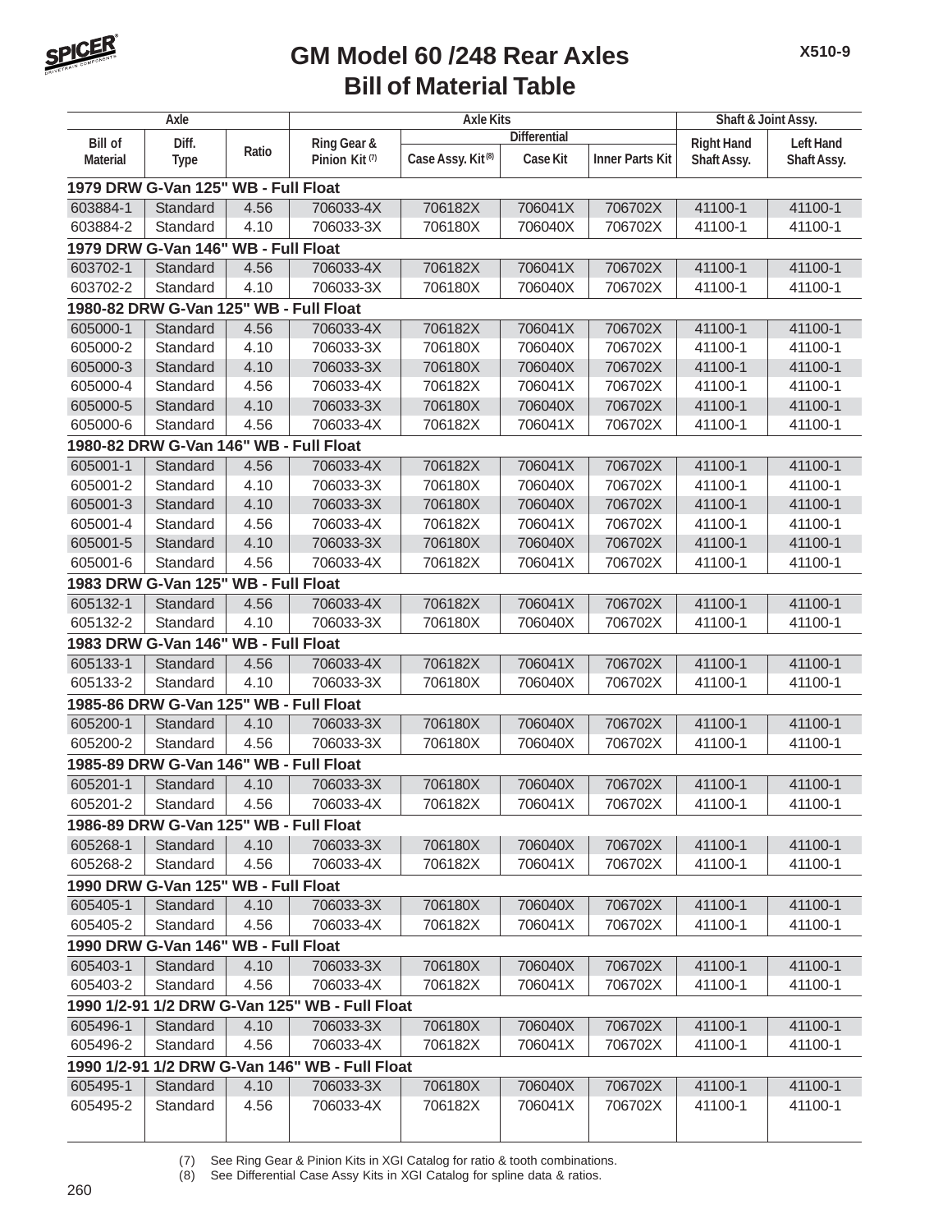# GM Model 60 /248 Rear Axles
# Bill of Material Table

| Axle | | | Axle Kits | | | | Shaft & Joint Assy. | |
|---|---|---|---|---|---|---|---|---|
| | | | | Differential | | | | |
| Bill of Material | Diff. Type | Ratio | Ring Gear & Pinion Kit (7) | Case Assy. Kit (8) | Case Kit | Inner Parts Kit | Right Hand Shaft Assy. | Left Hand Shaft Assy. |
| **1979 DRW G-Van 125" WB - Full Float** | | | | | | | | |
| 603884-1 | Standard | 4.56 | 706033-4X | 706182X | 706041X | 706702X | 41100-1 | 41100-1 |
| 603884-2 | Standard | 4.10 | 706033-3X | 706180X | 706040X | 706702X | 41100-1 | 41100-1 |
| **1979 DRW G-Van 146" WB - Full Float** | | | | | | | | |
| 603702-1 | Standard | 4.56 | 706033-4X | 706182X | 706041X | 706702X | 41100-1 | 41100-1 |
| 603702-2 | Standard | 4.10 | 706033-3X | 706180X | 706040X | 706702X | 41100-1 | 41100-1 |
| **1980-82 DRW G-Van 125" WB - Full Float** | | | | | | | | |
| 605000-1 | Standard | 4.56 | 706033-4X | 706182X | 706041X | 706702X | 41100-1 | 41100-1 |
| 605000-2 | Standard | 4.10 | 706033-3X | 706180X | 706040X | 706702X | 41100-1 | 41100-1 |
| 605000-3 | Standard | 4.10 | 706033-3X | 706180X | 706040X | 706702X | 41100-1 | 41100-1 |
| 605000-4 | Standard | 4.56 | 706033-4X | 706182X | 706041X | 706702X | 41100-1 | 41100-1 |
| 605000-5 | Standard | 4.10 | 706033-3X | 706180X | 706040X | 706702X | 41100-1 | 41100-1 |
| 605000-6 | Standard | 4.56 | 706033-4X | 706182X | 706041X | 706702X | 41100-1 | 41100-1 |
| **1980-82 DRW G-Van 146" WB - Full Float** | | | | | | | | |
| 605001-1 | Standard | 4.56 | 706033-4X | 706182X | 706041X | 706702X | 41100-1 | 41100-1 |
| 605001-2 | Standard | 4.10 | 706033-3X | 706180X | 706040X | 706702X | 41100-1 | 41100-1 |
| 605001-3 | Standard | 4.10 | 706033-3X | 706180X | 706040X | 706702X | 41100-1 | 41100-1 |
| 605001-4 | Standard | 4.56 | 706033-4X | 706182X | 706041X | 706702X | 41100-1 | 41100-1 |
| 605001-5 | Standard | 4.10 | 706033-3X | 706180X | 706040X | 706702X | 41100-1 | 41100-1 |
| 605001-6 | Standard | 4.56 | 706033-4X | 706182X | 706041X | 706702X | 41100-1 | 41100-1 |
| **1983 DRW G-Van 125" WB - Full Float** | | | | | | | | |
| 605132-1 | Standard | 4.56 | 706033-4X | 706182X | 706041X | 706702X | 41100-1 | 41100-1 |
| 605132-2 | Standard | 4.10 | 706033-3X | 706180X | 706040X | 706702X | 41100-1 | 41100-1 |
| **1983 DRW G-Van 146" WB - Full Float** | | | | | | | | |
| 605133-1 | Standard | 4.56 | 706033-4X | 706182X | 706041X | 706702X | 41100-1 | 41100-1 |
| 605133-2 | Standard | 4.10 | 706033-3X | 706180X | 706040X | 706702X | 41100-1 | 41100-1 |
| **1985-86 DRW G-Van 125" WB - Full Float** | | | | | | | | |
| 605200-1 | Standard | 4.10 | 706033-3X | 706180X | 706040X | 706702X | 41100-1 | 41100-1 |
| 605200-2 | Standard | 4.56 | 706033-3X | 706180X | 706040X | 706702X | 41100-1 | 41100-1 |
| **1985-89 DRW G-Van 146" WB - Full Float** | | | | | | | | |
| 605201-1 | Standard | 4.10 | 706033-3X | 706180X | 706040X | 706702X | 41100-1 | 41100-1 |
| 605201-2 | Standard | 4.56 | 706033-4X | 706182X | 706041X | 706702X | 41100-1 | 41100-1 |
| **1986-89 DRW G-Van 125" WB - Full Float** | | | | | | | | |
| 605268-1 | Standard | 4.10 | 706033-3X | 706180X | 706040X | 706702X | 41100-1 | 41100-1 |
| 605268-2 | Standard | 4.56 | 706033-4X | 706182X | 706041X | 706702X | 41100-1 | 41100-1 |
| **1990 DRW G-Van 125" WB - Full Float** | | | | | | | | |
| 605405-1 | Standard | 4.10 | 706033-3X | 706180X | 706040X | 706702X | 41100-1 | 41100-1 |
| 605405-2 | Standard | 4.56 | 706033-4X | 706182X | 706041X | 706702X | 41100-1 | 41100-1 |
| **1990 DRW G-Van 146" WB - Full Float** | | | | | | | | |
| 605403-1 | Standard | 4.10 | 706033-3X | 706180X | 706040X | 706702X | 41100-1 | 41100-1 |
| 605403-2 | Standard | 4.56 | 706033-4X | 706182X | 706041X | 706702X | 41100-1 | 41100-1 |
| **1990 1/2-91 1/2 DRW G-Van 125" WB - Full Float** | | | | | | | | |
| 605496-1 | Standard | 4.10 | 706033-3X | 706180X | 706040X | 706702X | 41100-1 | 41100-1 |
| 605496-2 | Standard | 4.56 | 706033-4X | 706182X | 706041X | 706702X | 41100-1 | 41100-1 |
| **1990 1/2-91 1/2 DRW G-Van 146" WB - Full Float** | | | | | | | | |
| 605495-1 | Standard | 4.10 | 706033-3X | 706180X | 706040X | 706702X | 41100-1 | 41100-1 |
| 605495-2 | Standard | 4.56 | 706033-4X | 706182X | 706041X | 706702X | 41100-1 | 41100-1 |

(7) See Ring Gear & Pinion Kits in XGI Catalog for ratio & tooth combinations.
(8) See Differential Case Assy Kits in XGI Catalog for spline data & ratios.